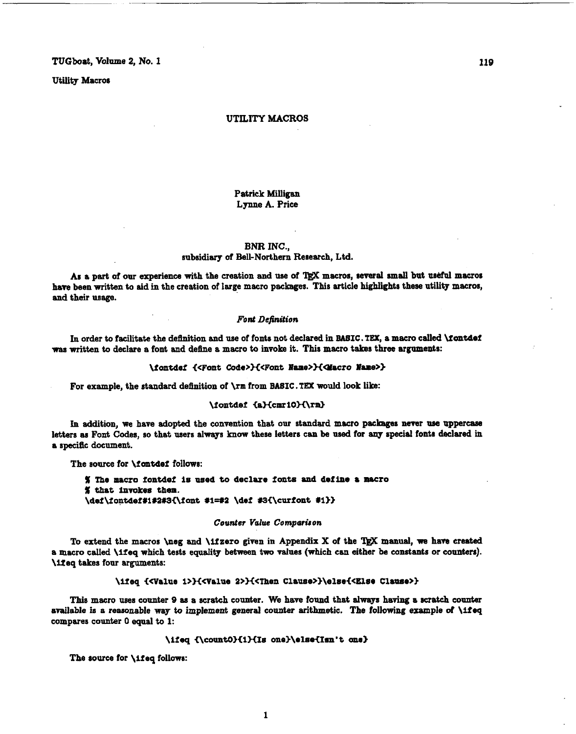# UTILITY MACROS

Patrick Milligan
Lynne A. Price

BNR INC.,
subsidiary of Bell-Northern Research, Ltd.

As a part of our experience with the creation and use of TEX macros, several small but useful macros have been written to aid in the creation of large macro packages. This article highlights these utility macros, and their usage.

### *Font Definition*

In order to facilitate the definition and use of fonts not declared in `BASIC.TEX`, a macro called `\fontdef` was written to declare a font and define a macro to invoke it. This macro takes three arguments:

```
\fontdef {<Font Code>}{<Font Name>}{<Macro Name>}
```

For example, the standard definition of `\rm` from `BASIC.TEX` would look like:

```
\fontdef {a}{cmr10}{\rm}
```

In addition, we have adopted the convention that our standard macro packages never use uppercase letters as Font Codes, so that users always know these letters can be used for any special fonts declared in a specific document.

The source for `\fontdef` follows:

```
% The macro fontdef is used to declare fonts and define a macro
% that invokes them.
\def\fontdef#1#2#3{\font #1=#2 \def #3{\curfont #1}}
```

### *Counter Value Comparison*

To extend the macros `\neg` and `\ifzero` given in Appendix X of the TEX manual, we have created a macro called `\ifeq` which tests equality between two values (which can either be constants or counters). `\ifeq` takes four arguments:

```
\ifeq {<Value 1>}{<Value 2>}{<Then Clause>}\else{<Else Clause>}
```

This macro uses counter 9 as a scratch counter. We have found that always having a scratch counter available is a reasonable way to implement general counter arithmetic. The following example of `\ifeq` compares counter 0 equal to 1:

```
\ifeq {\count0}{1}{Is one}\else{Isn't one}
```

The source for `\ifeq` follows: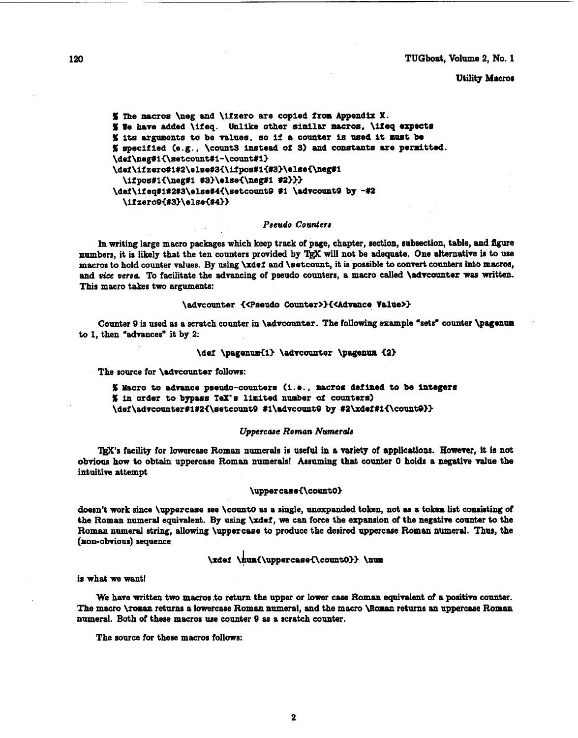```
% The macros \neg and \ifzero are copied from Appendix X.
% We have added \ifeq.  Unlike other similar macros, \ifeq expects
% its arguments to be values, so if a counter is used it must be
% specified (e.g., \count3 instead of 3) and constants are permitted.
\def\neg#1{\setcount#1-\count#1}
\def\ifzero#1#2\else#3{\ifpos#1{#3}\else{\neg#1
  \ifpos#1{\neg#1 #3}\else{\neg#1 #2}}}
\def\ifeq#1#2#3\else#4{\setcount9 #1 \advcount9 by -#2
  \ifzero9{#3}\else{#4}}
```

### *Pseudo Counters*

In writing large macro packages which keep track of page, chapter, section, subsection, table, and figure numbers, it is likely that the ten counters provided by TEX will not be adequate. One alternative is to use macros to hold counter values. By using `\xdef` and `\setcount`, it is possible to convert counters into macros, and *vice versa*. To facilitate the advancing of pseudo counters, a macro called `\advcounter` was written. This macro takes two arguments:

```
\advcounter {<Pseudo Counter>}{<Advance Value>}
```

Counter 9 is used as a scratch counter in `\advcounter`. The following example "sets" counter `\pagenum` to 1, then "advances" it by 2:

```
\def \pagenum{1} \advcounter \pagenum {2}
```

The source for `\advcounter` follows:

```
% Macro to advance pseudo-counters (i.e., macros defined to be integers
% in order to bypass TeX's limited number of counters)
\def\advcounter#1#2{\setcount9 #1\advcount9 by #2\xdef#1{\count9}}
```

### *Uppercase Roman Numerals*

TEX's facility for lowercase Roman numerals is useful in a variety of applications. However, it is not obvious how to obtain uppercase Roman numerals! Assuming that counter 0 holds a negative value the intuitive attempt

```
\uppercase{\count0}
```

doesn't work since `\uppercase` see `\count0` as a single, unexpanded token, not as a token list consisting of the Roman numeral equivalent. By using `\xdef`, we can force the expansion of the negative counter to the Roman numeral string, allowing `\uppercase` to produce the desired uppercase Roman numeral. Thus, the (non-obvious) sequence

```
\xdef \num{\uppercase{\count0}} \num
```

is what we want!

We have written two macros to return the upper or lower case Roman equivalent of a positive counter. The macro `\roman` returns a lowercase Roman numeral, and the macro `\Roman` returns an uppercase Roman numeral. Both of these macros use counter 9 as a scratch counter.

The source for these macros follows: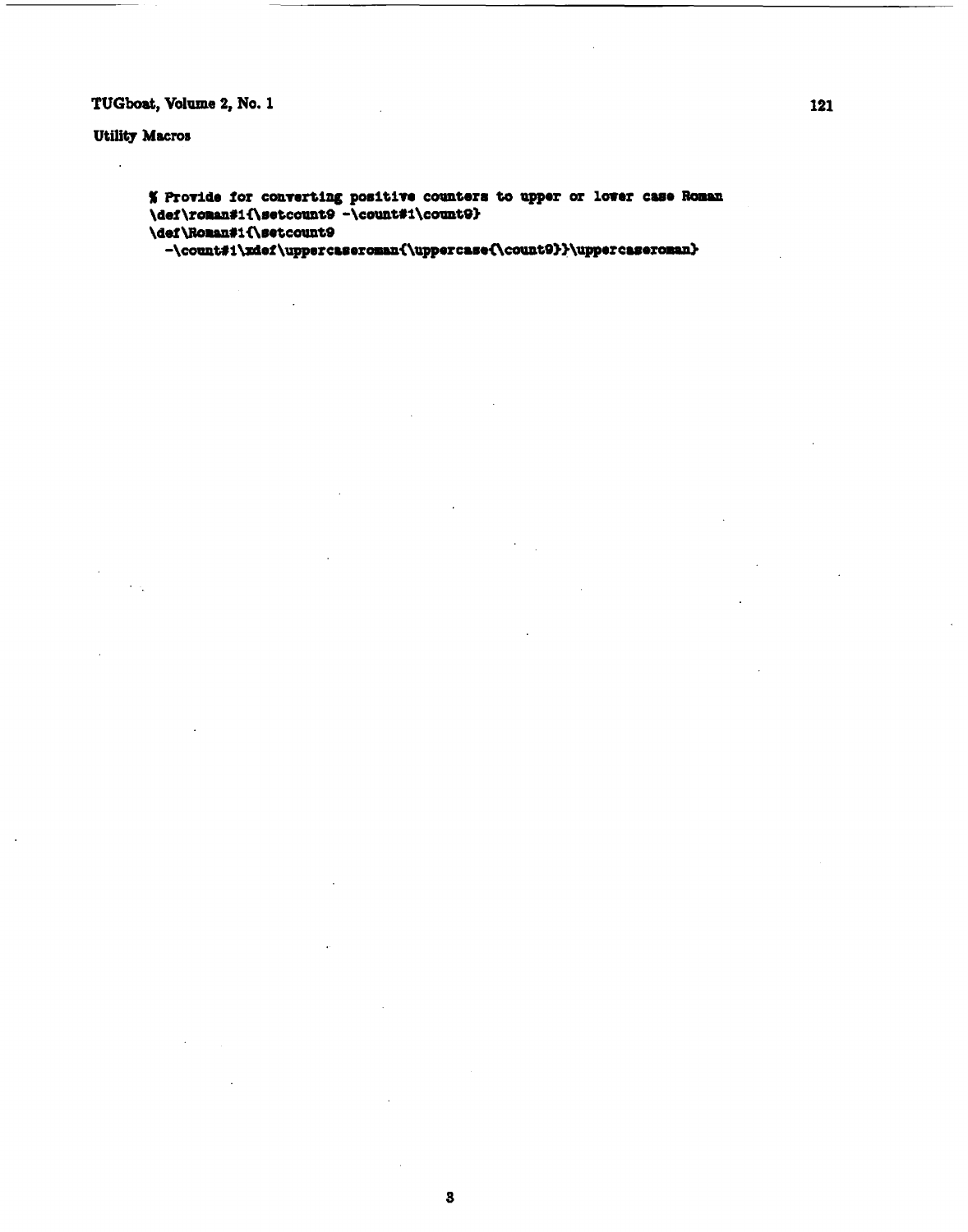Utility Macros

```
% Provide for converting positive counters to upper or lower case Roman
\def\roman#1{\setcount9 -\count#1\count9}
\def\Roman#1{\setcount9
  -\count#1\xdef\uppercaseroman{\uppercase{\count9}}\uppercaseroman}
```